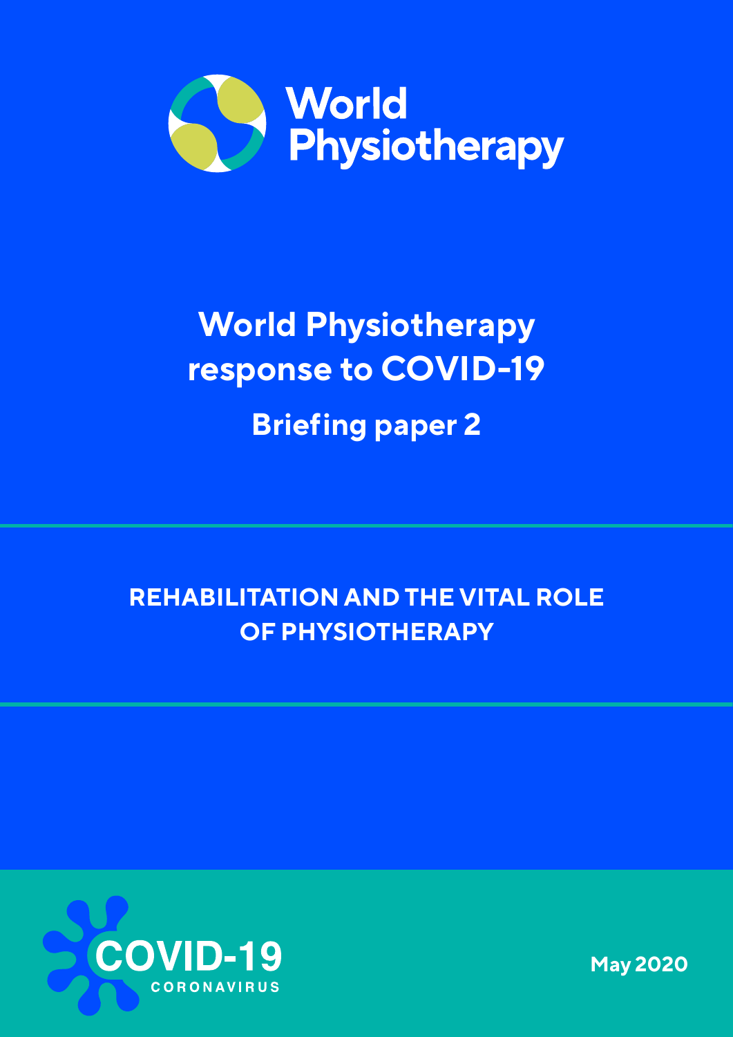# World Physiotherapy

## World Physiotherapy response to COVID-19

### Briefing paper 2

**REHABILITATION AND THE VITAL ROLE OF PHYSIOTHERAPY**

COVID-19

CORONAVIRUS

May 2020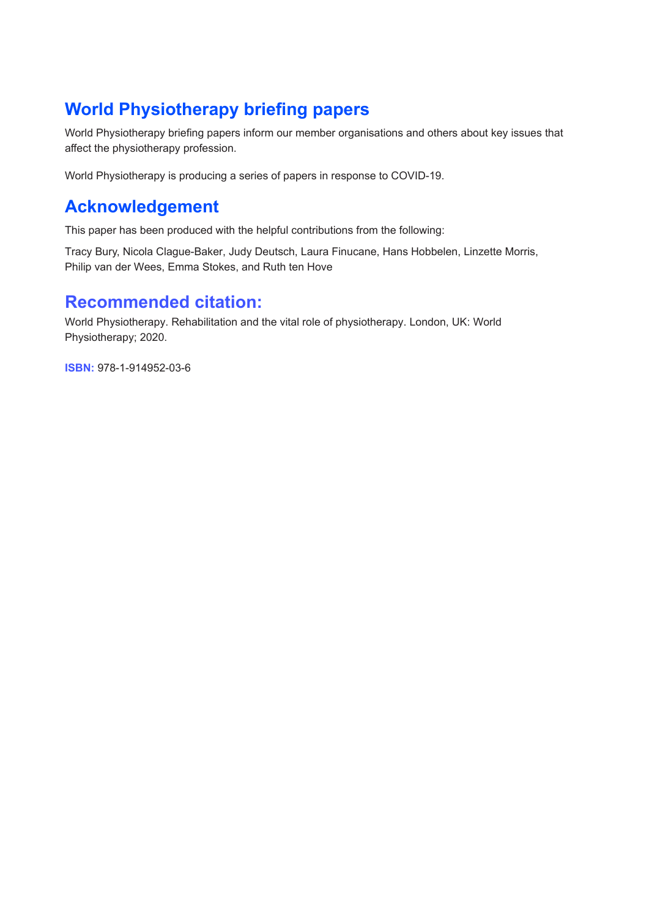## World Physiotherapy briefing papers

World Physiotherapy briefing papers inform our member organisations and others about key issues that affect the physiotherapy profession.

World Physiotherapy is producing a series of papers in response to COVID-19.

## Acknowledgement

This paper has been produced with the helpful contributions from the following:

Tracy Bury, Nicola Clague-Baker, Judy Deutsch, Laura Finucane, Hans Hobbelen, Linzette Morris, Philip van der Wees, Emma Stokes, and Ruth ten Hove

## Recommended citation:

World Physiotherapy. Rehabilitation and the vital role of physiotherapy. London, UK: World Physiotherapy; 2020.

**ISBN:** 978-1-914952-03-6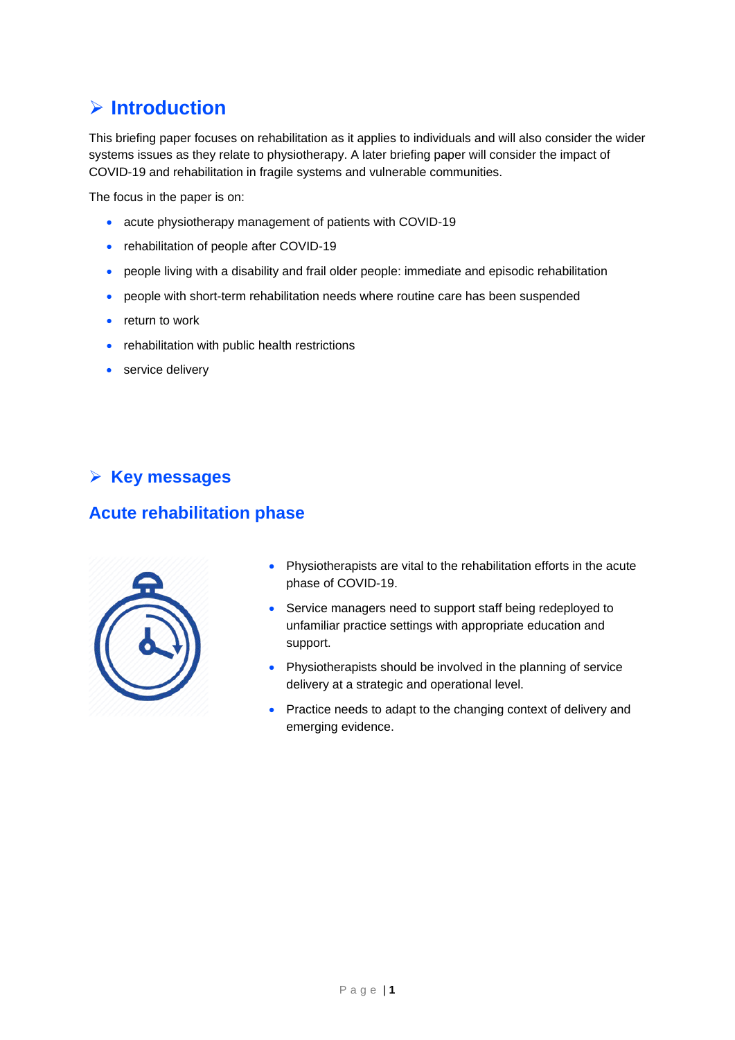## ➢ Introduction

This briefing paper focuses on rehabilitation as it applies to individuals and will also consider the wider systems issues as they relate to physiotherapy. A later briefing paper will consider the impact of COVID-19 and rehabilitation in fragile systems and vulnerable communities.

The focus in the paper is on:

- acute physiotherapy management of patients with COVID-19
- rehabilitation of people after COVID-19
- people living with a disability and frail older people: immediate and episodic rehabilitation
- people with short-term rehabilitation needs where routine care has been suspended
- return to work
- rehabilitation with public health restrictions
- service delivery

## ➢ Key messages

### Acute rehabilitation phase

- Physiotherapists are vital to the rehabilitation efforts in the acute phase of COVID-19.
- Service managers need to support staff being redeployed to unfamiliar practice settings with appropriate education and support.
- Physiotherapists should be involved in the planning of service delivery at a strategic and operational level.
- Practice needs to adapt to the changing context of delivery and emerging evidence.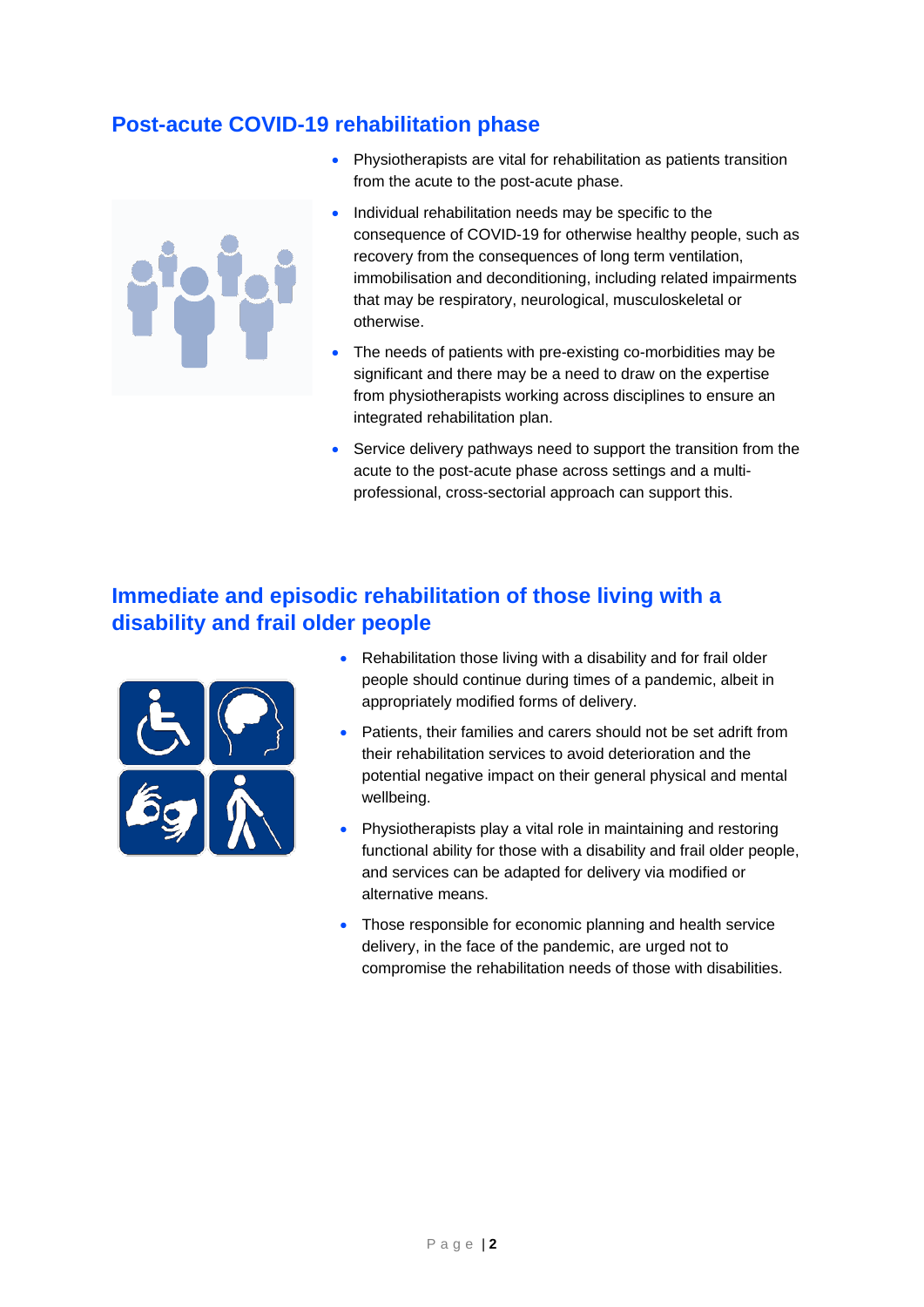## Post-acute COVID-19 rehabilitation phase

- Physiotherapists are vital for rehabilitation as patients transition from the acute to the post-acute phase.
- Individual rehabilitation needs may be specific to the consequence of COVID-19 for otherwise healthy people, such as recovery from the consequences of long term ventilation, immobilisation and deconditioning, including related impairments that may be respiratory, neurological, musculoskeletal or otherwise.
- The needs of patients with pre-existing co-morbidities may be significant and there may be a need to draw on the expertise from physiotherapists working across disciplines to ensure an integrated rehabilitation plan.
- Service delivery pathways need to support the transition from the acute to the post-acute phase across settings and a multi-professional, cross-sectorial approach can support this.

## Immediate and episodic rehabilitation of those living with a disability and frail older people

- Rehabilitation those living with a disability and for frail older people should continue during times of a pandemic, albeit in appropriately modified forms of delivery.
- Patients, their families and carers should not be set adrift from their rehabilitation services to avoid deterioration and the potential negative impact on their general physical and mental wellbeing.
- Physiotherapists play a vital role in maintaining and restoring functional ability for those with a disability and frail older people, and services can be adapted for delivery via modified or alternative means.
- Those responsible for economic planning and health service delivery, in the face of the pandemic, are urged not to compromise the rehabilitation needs of those with disabilities.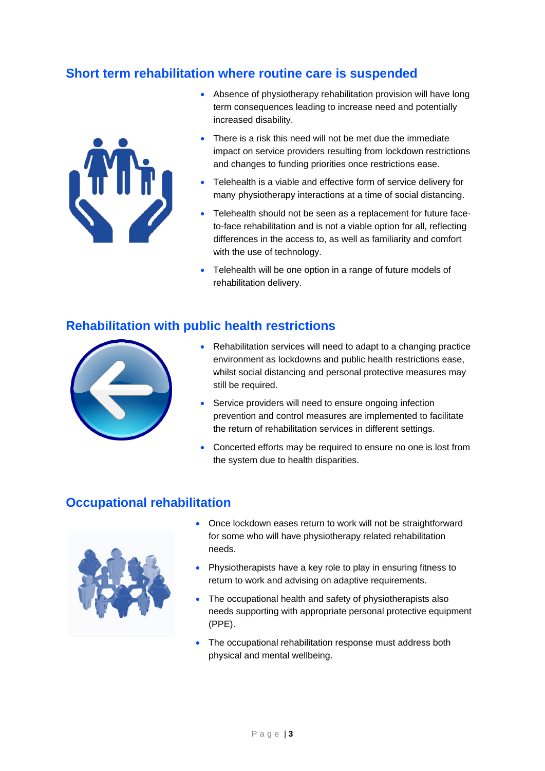## Short term rehabilitation where routine care is suspended

- Absence of physiotherapy rehabilitation provision will have long term consequences leading to increase need and potentially increased disability.
- There is a risk this need will not be met due the immediate impact on service providers resulting from lockdown restrictions and changes to funding priorities once restrictions ease.
- Telehealth is a viable and effective form of service delivery for many physiotherapy interactions at a time of social distancing.
- Telehealth should not be seen as a replacement for future face-to-face rehabilitation and is not a viable option for all, reflecting differences in the access to, as well as familiarity and comfort with the use of technology.
- Telehealth will be one option in a range of future models of rehabilitation delivery.

## Rehabilitation with public health restrictions

- Rehabilitation services will need to adapt to a changing practice environment as lockdowns and public health restrictions ease, whilst social distancing and personal protective measures may still be required.
- Service providers will need to ensure ongoing infection prevention and control measures are implemented to facilitate the return of rehabilitation services in different settings.
- Concerted efforts may be required to ensure no one is lost from the system due to health disparities.

## Occupational rehabilitation

- Once lockdown eases return to work will not be straightforward for some who will have physiotherapy related rehabilitation needs.
- Physiotherapists have a key role to play in ensuring fitness to return to work and advising on adaptive requirements.
- The occupational health and safety of physiotherapists also needs supporting with appropriate personal protective equipment (PPE).
- The occupational rehabilitation response must address both physical and mental wellbeing.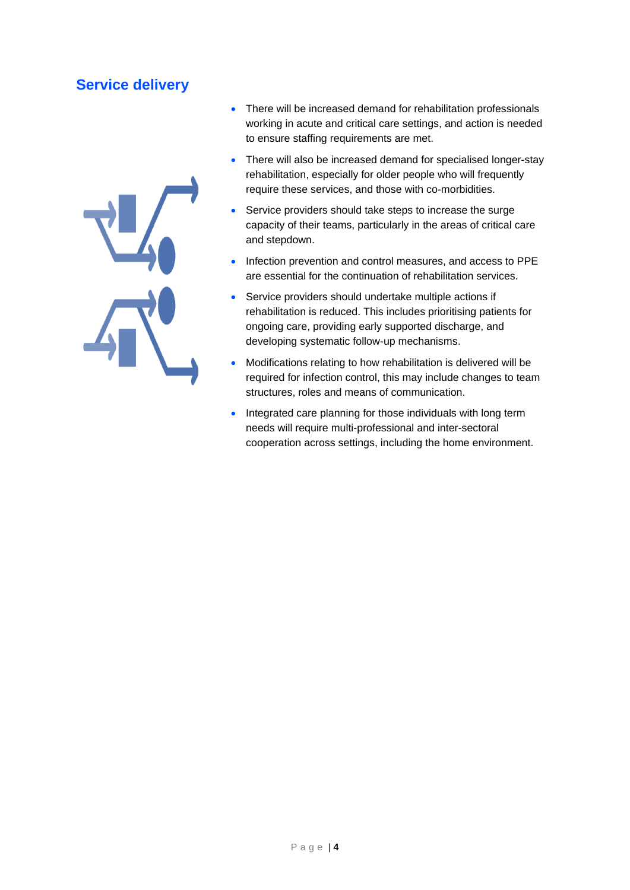## Service delivery

- There will be increased demand for rehabilitation professionals working in acute and critical care settings, and action is needed to ensure staffing requirements are met.
- There will also be increased demand for specialised longer-stay rehabilitation, especially for older people who will frequently require these services, and those with co-morbidities.
- Service providers should take steps to increase the surge capacity of their teams, particularly in the areas of critical care and stepdown.
- Infection prevention and control measures, and access to PPE are essential for the continuation of rehabilitation services.
- Service providers should undertake multiple actions if rehabilitation is reduced. This includes prioritising patients for ongoing care, providing early supported discharge, and developing systematic follow-up mechanisms.
- Modifications relating to how rehabilitation is delivered will be required for infection control, this may include changes to team structures, roles and means of communication.
- Integrated care planning for those individuals with long term needs will require multi-professional and inter-sectoral cooperation across settings, including the home environment.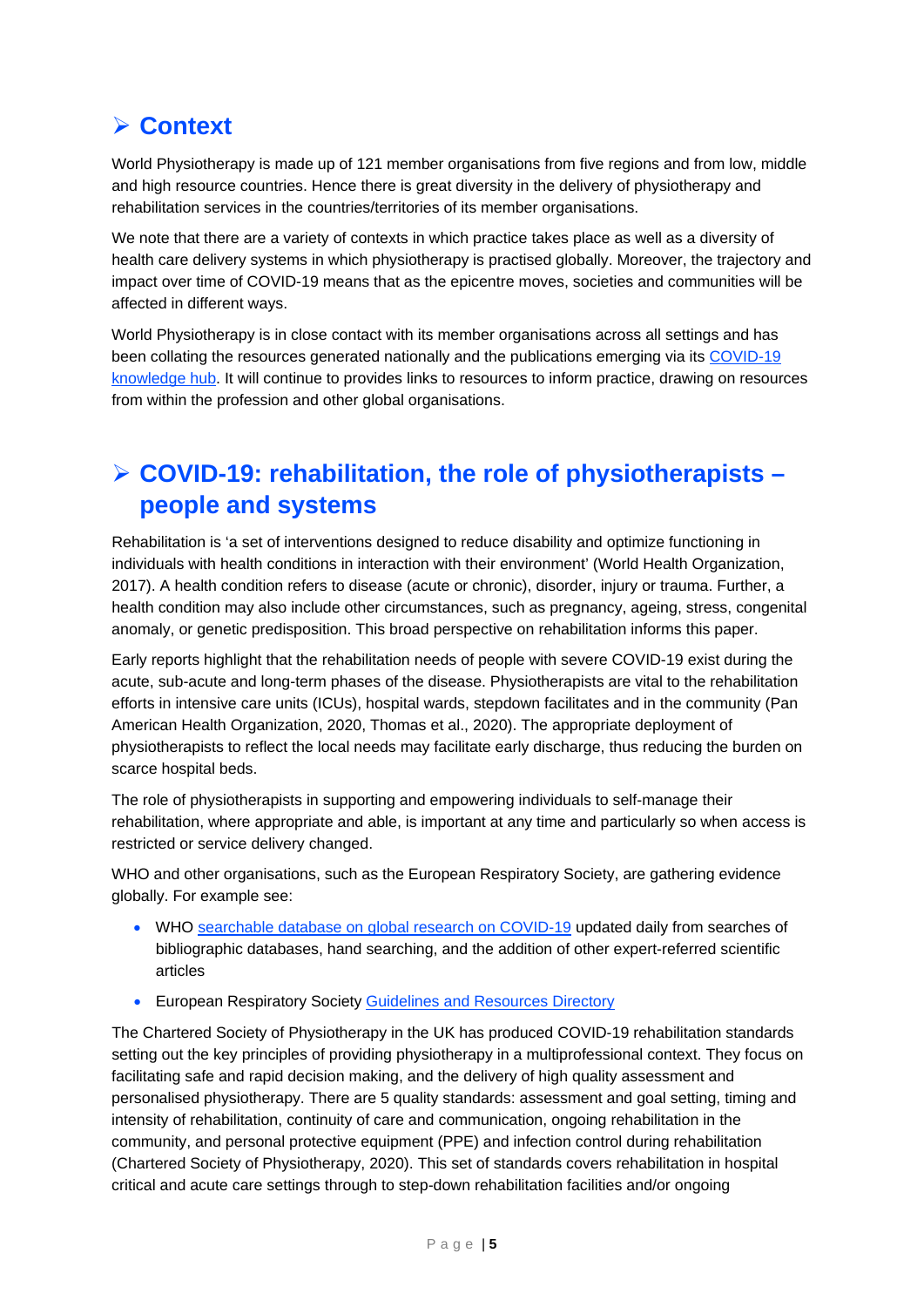## ➢ Context

World Physiotherapy is made up of 121 member organisations from five regions and from low, middle and high resource countries. Hence there is great diversity in the delivery of physiotherapy and rehabilitation services in the countries/territories of its member organisations.

We note that there are a variety of contexts in which practice takes place as well as a diversity of health care delivery systems in which physiotherapy is practised globally. Moreover, the trajectory and impact over time of COVID-19 means that as the epicentre moves, societies and communities will be affected in different ways.

World Physiotherapy is in close contact with its member organisations across all settings and has been collating the resources generated nationally and the publications emerging via its COVID-19 knowledge hub. It will continue to provides links to resources to inform practice, drawing on resources from within the profession and other global organisations.

## ➢ COVID-19: rehabilitation, the role of physiotherapists – people and systems

Rehabilitation is 'a set of interventions designed to reduce disability and optimize functioning in individuals with health conditions in interaction with their environment' (World Health Organization, 2017). A health condition refers to disease (acute or chronic), disorder, injury or trauma. Further, a health condition may also include other circumstances, such as pregnancy, ageing, stress, congenital anomaly, or genetic predisposition. This broad perspective on rehabilitation informs this paper.

Early reports highlight that the rehabilitation needs of people with severe COVID-19 exist during the acute, sub-acute and long-term phases of the disease. Physiotherapists are vital to the rehabilitation efforts in intensive care units (ICUs), hospital wards, stepdown facilitates and in the community (Pan American Health Organization, 2020, Thomas et al., 2020). The appropriate deployment of physiotherapists to reflect the local needs may facilitate early discharge, thus reducing the burden on scarce hospital beds.

The role of physiotherapists in supporting and empowering individuals to self-manage their rehabilitation, where appropriate and able, is important at any time and particularly so when access is restricted or service delivery changed.

WHO and other organisations, such as the European Respiratory Society, are gathering evidence globally. For example see:

- WHO searchable database on global research on COVID-19 updated daily from searches of bibliographic databases, hand searching, and the addition of other expert-referred scientific articles
- European Respiratory Society Guidelines and Resources Directory

The Chartered Society of Physiotherapy in the UK has produced COVID-19 rehabilitation standards setting out the key principles of providing physiotherapy in a multiprofessional context. They focus on facilitating safe and rapid decision making, and the delivery of high quality assessment and personalised physiotherapy. There are 5 quality standards: assessment and goal setting, timing and intensity of rehabilitation, continuity of care and communication, ongoing rehabilitation in the community, and personal protective equipment (PPE) and infection control during rehabilitation (Chartered Society of Physiotherapy, 2020). This set of standards covers rehabilitation in hospital critical and acute care settings through to step-down rehabilitation facilities and/or ongoing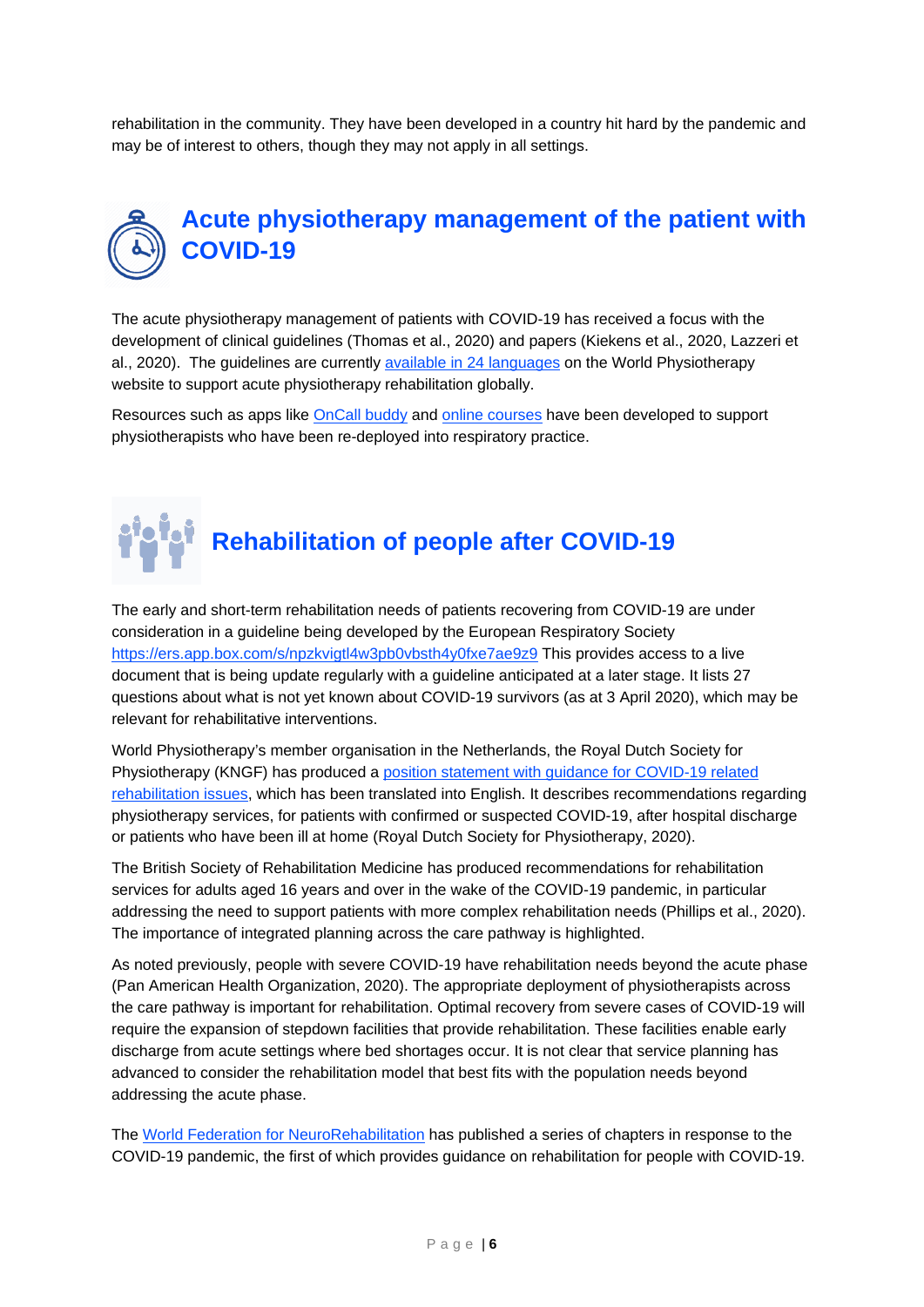rehabilitation in the community. They have been developed in a country hit hard by the pandemic and may be of interest to others, though they may not apply in all settings.

## Acute physiotherapy management of the patient with COVID-19

The acute physiotherapy management of patients with COVID-19 has received a focus with the development of clinical guidelines (Thomas et al., 2020) and papers (Kiekens et al., 2020, Lazzeri et al., 2020). The guidelines are currently available in 24 languages on the World Physiotherapy website to support acute physiotherapy rehabilitation globally.

Resources such as apps like OnCall buddy and online courses have been developed to support physiotherapists who have been re-deployed into respiratory practice.

## Rehabilitation of people after COVID-19

The early and short-term rehabilitation needs of patients recovering from COVID-19 are under consideration in a guideline being developed by the European Respiratory Society https://ers.app.box.com/s/npzkvigtl4w3pb0vbsth4y0fxe7ae9z9 This provides access to a live document that is being update regularly with a guideline anticipated at a later stage. It lists 27 questions about what is not yet known about COVID-19 survivors (as at 3 April 2020), which may be relevant for rehabilitative interventions.

World Physiotherapy's member organisation in the Netherlands, the Royal Dutch Society for Physiotherapy (KNGF) has produced a position statement with guidance for COVID-19 related rehabilitation issues, which has been translated into English. It describes recommendations regarding physiotherapy services, for patients with confirmed or suspected COVID-19, after hospital discharge or patients who have been ill at home (Royal Dutch Society for Physiotherapy, 2020).

The British Society of Rehabilitation Medicine has produced recommendations for rehabilitation services for adults aged 16 years and over in the wake of the COVID-19 pandemic, in particular addressing the need to support patients with more complex rehabilitation needs (Phillips et al., 2020). The importance of integrated planning across the care pathway is highlighted.

As noted previously, people with severe COVID-19 have rehabilitation needs beyond the acute phase (Pan American Health Organization, 2020). The appropriate deployment of physiotherapists across the care pathway is important for rehabilitation. Optimal recovery from severe cases of COVID-19 will require the expansion of stepdown facilities that provide rehabilitation. These facilities enable early discharge from acute settings where bed shortages occur. It is not clear that service planning has advanced to consider the rehabilitation model that best fits with the population needs beyond addressing the acute phase.

The World Federation for NeuroRehabilitation has published a series of chapters in response to the COVID-19 pandemic, the first of which provides guidance on rehabilitation for people with COVID-19.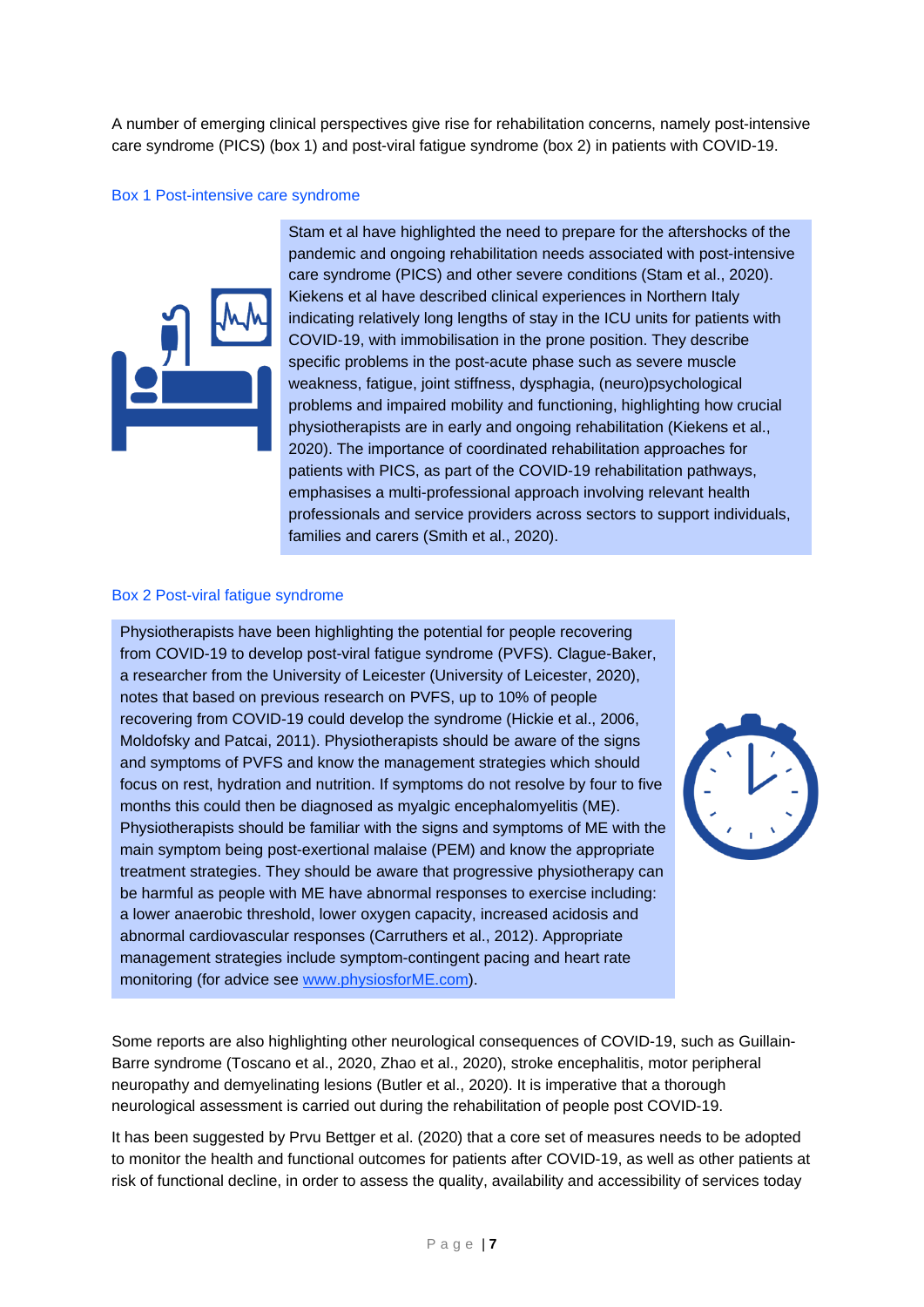A number of emerging clinical perspectives give rise for rehabilitation concerns, namely post-intensive care syndrome (PICS) (box 1) and post-viral fatigue syndrome (box 2) in patients with COVID-19.

### Box 1 Post-intensive care syndrome

Stam et al have highlighted the need to prepare for the aftershocks of the pandemic and ongoing rehabilitation needs associated with post-intensive care syndrome (PICS) and other severe conditions (Stam et al., 2020). Kiekens et al have described clinical experiences in Northern Italy indicating relatively long lengths of stay in the ICU units for patients with COVID-19, with immobilisation in the prone position. They describe specific problems in the post-acute phase such as severe muscle weakness, fatigue, joint stiffness, dysphagia, (neuro)psychological problems and impaired mobility and functioning, highlighting how crucial physiotherapists are in early and ongoing rehabilitation (Kiekens et al., 2020). The importance of coordinated rehabilitation approaches for patients with PICS, as part of the COVID-19 rehabilitation pathways, emphasises a multi-professional approach involving relevant health professionals and service providers across sectors to support individuals, families and carers (Smith et al., 2020).

### Box 2 Post-viral fatigue syndrome

Physiotherapists have been highlighting the potential for people recovering from COVID-19 to develop post-viral fatigue syndrome (PVFS). Clague-Baker, a researcher from the University of Leicester (University of Leicester, 2020), notes that based on previous research on PVFS, up to 10% of people recovering from COVID-19 could develop the syndrome (Hickie et al., 2006, Moldofsky and Patcai, 2011). Physiotherapists should be aware of the signs and symptoms of PVFS and know the management strategies which should focus on rest, hydration and nutrition. If symptoms do not resolve by four to five months this could then be diagnosed as myalgic encephalomyelitis (ME). Physiotherapists should be familiar with the signs and symptoms of ME with the main symptom being post-exertional malaise (PEM) and know the appropriate treatment strategies. They should be aware that progressive physiotherapy can be harmful as people with ME have abnormal responses to exercise including: a lower anaerobic threshold, lower oxygen capacity, increased acidosis and abnormal cardiovascular responses (Carruthers et al., 2012). Appropriate management strategies include symptom-contingent pacing and heart rate monitoring (for advice see www.physiosforME.com).

Some reports are also highlighting other neurological consequences of COVID-19, such as Guillain-Barre syndrome (Toscano et al., 2020, Zhao et al., 2020), stroke encephalitis, motor peripheral neuropathy and demyelinating lesions (Butler et al., 2020). It is imperative that a thorough neurological assessment is carried out during the rehabilitation of people post COVID-19.

It has been suggested by Prvu Bettger et al. (2020) that a core set of measures needs to be adopted to monitor the health and functional outcomes for patients after COVID-19, as well as other patients at risk of functional decline, in order to assess the quality, availability and accessibility of services today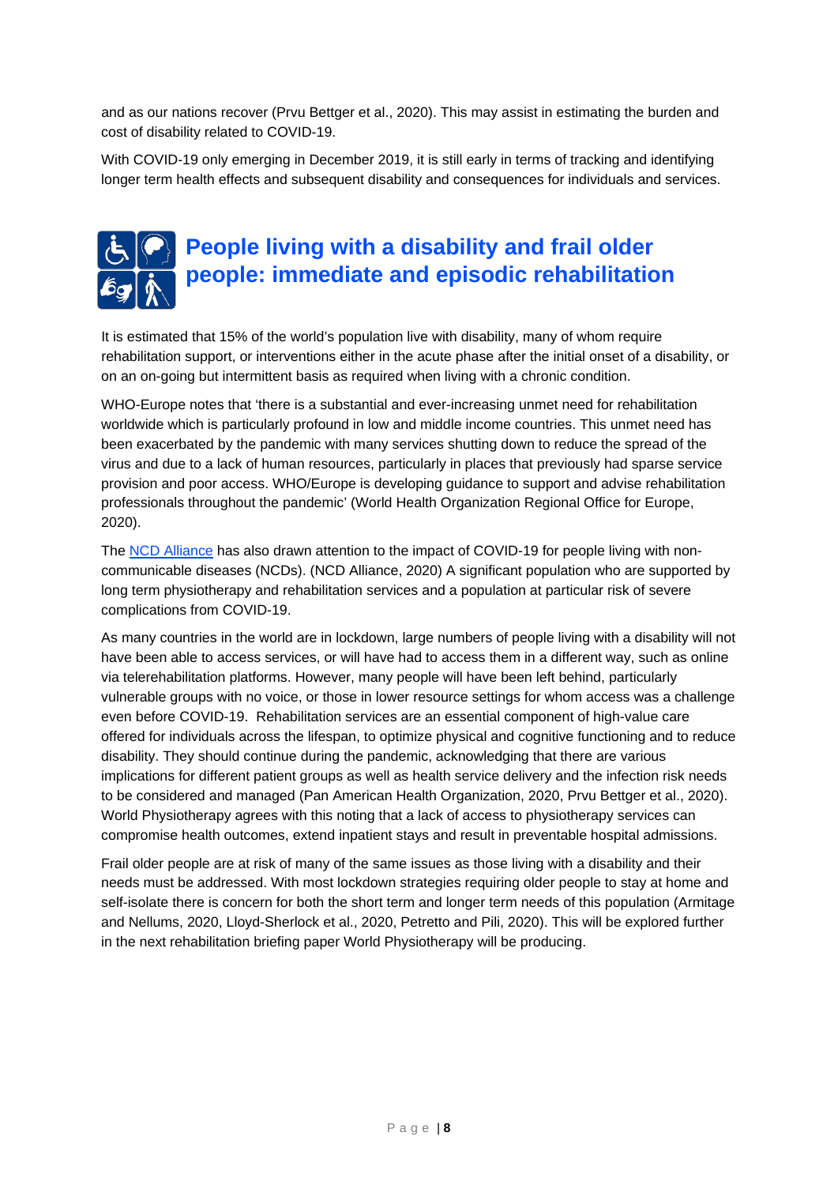and as our nations recover (Prvu Bettger et al., 2020). This may assist in estimating the burden and cost of disability related to COVID-19.

With COVID-19 only emerging in December 2019, it is still early in terms of tracking and identifying longer term health effects and subsequent disability and consequences for individuals and services.

## People living with a disability and frail older people: immediate and episodic rehabilitation

It is estimated that 15% of the world's population live with disability, many of whom require rehabilitation support, or interventions either in the acute phase after the initial onset of a disability, or on an on-going but intermittent basis as required when living with a chronic condition.

WHO-Europe notes that 'there is a substantial and ever-increasing unmet need for rehabilitation worldwide which is particularly profound in low and middle income countries. This unmet need has been exacerbated by the pandemic with many services shutting down to reduce the spread of the virus and due to a lack of human resources, particularly in places that previously had sparse service provision and poor access. WHO/Europe is developing guidance to support and advise rehabilitation professionals throughout the pandemic' (World Health Organization Regional Office for Europe, 2020).

The NCD Alliance has also drawn attention to the impact of COVID-19 for people living with non-communicable diseases (NCDs). (NCD Alliance, 2020) A significant population who are supported by long term physiotherapy and rehabilitation services and a population at particular risk of severe complications from COVID-19.

As many countries in the world are in lockdown, large numbers of people living with a disability will not have been able to access services, or will have had to access them in a different way, such as online via telerehabilitation platforms. However, many people will have been left behind, particularly vulnerable groups with no voice, or those in lower resource settings for whom access was a challenge even before COVID-19. Rehabilitation services are an essential component of high-value care offered for individuals across the lifespan, to optimize physical and cognitive functioning and to reduce disability. They should continue during the pandemic, acknowledging that there are various implications for different patient groups as well as health service delivery and the infection risk needs to be considered and managed (Pan American Health Organization, 2020, Prvu Bettger et al., 2020). World Physiotherapy agrees with this noting that a lack of access to physiotherapy services can compromise health outcomes, extend inpatient stays and result in preventable hospital admissions.

Frail older people are at risk of many of the same issues as those living with a disability and their needs must be addressed. With most lockdown strategies requiring older people to stay at home and self-isolate there is concern for both the short term and longer term needs of this population (Armitage and Nellums, 2020, Lloyd-Sherlock et al., 2020, Petretto and Pili, 2020). This will be explored further in the next rehabilitation briefing paper World Physiotherapy will be producing.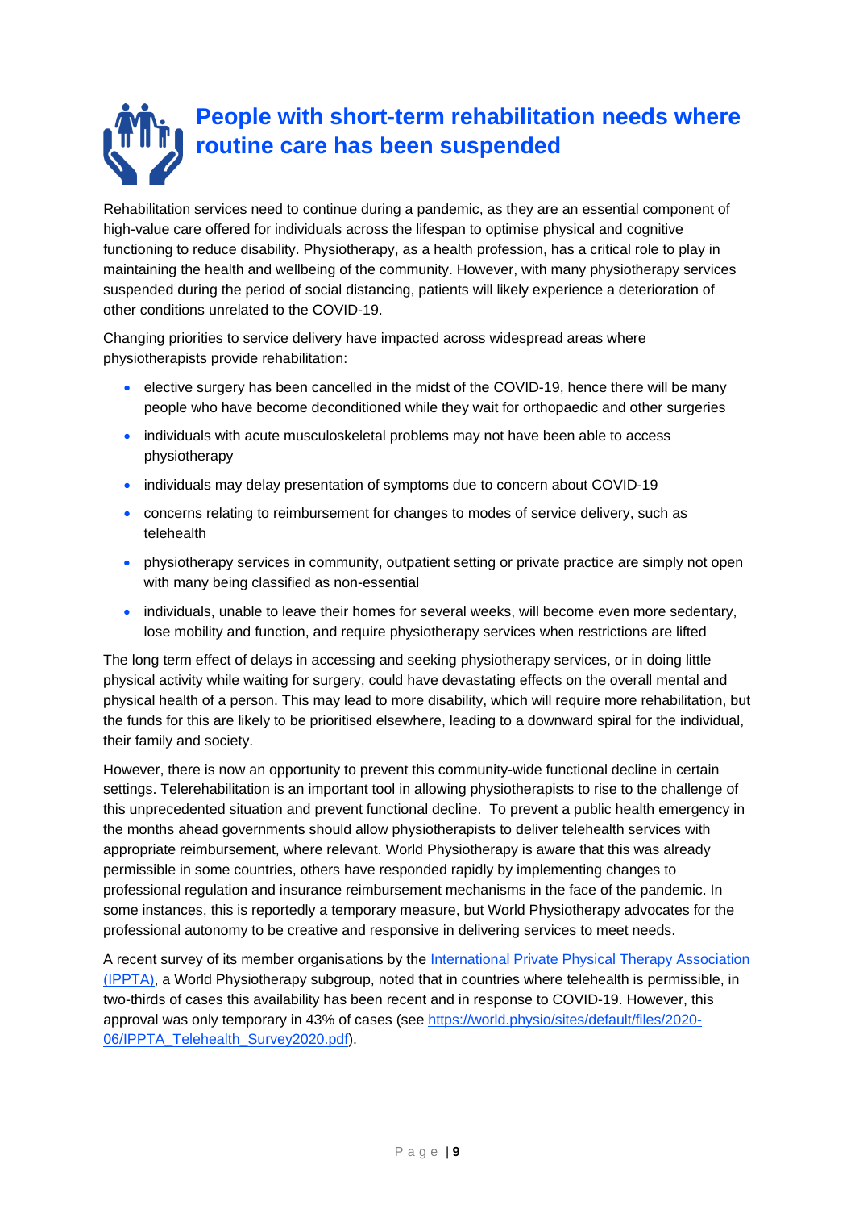# People with short-term rehabilitation needs where routine care has been suspended

Rehabilitation services need to continue during a pandemic, as they are an essential component of high-value care offered for individuals across the lifespan to optimise physical and cognitive functioning to reduce disability. Physiotherapy, as a health profession, has a critical role to play in maintaining the health and wellbeing of the community. However, with many physiotherapy services suspended during the period of social distancing, patients will likely experience a deterioration of other conditions unrelated to the COVID-19.

Changing priorities to service delivery have impacted across widespread areas where physiotherapists provide rehabilitation:

- elective surgery has been cancelled in the midst of the COVID-19, hence there will be many people who have become deconditioned while they wait for orthopaedic and other surgeries
- individuals with acute musculoskeletal problems may not have been able to access physiotherapy
- individuals may delay presentation of symptoms due to concern about COVID-19
- concerns relating to reimbursement for changes to modes of service delivery, such as telehealth
- physiotherapy services in community, outpatient setting or private practice are simply not open with many being classified as non-essential
- individuals, unable to leave their homes for several weeks, will become even more sedentary, lose mobility and function, and require physiotherapy services when restrictions are lifted

The long term effect of delays in accessing and seeking physiotherapy services, or in doing little physical activity while waiting for surgery, could have devastating effects on the overall mental and physical health of a person. This may lead to more disability, which will require more rehabilitation, but the funds for this are likely to be prioritised elsewhere, leading to a downward spiral for the individual, their family and society.

However, there is now an opportunity to prevent this community-wide functional decline in certain settings. Telerehabilitation is an important tool in allowing physiotherapists to rise to the challenge of this unprecedented situation and prevent functional decline. To prevent a public health emergency in the months ahead governments should allow physiotherapists to deliver telehealth services with appropriate reimbursement, where relevant. World Physiotherapy is aware that this was already permissible in some countries, others have responded rapidly by implementing changes to professional regulation and insurance reimbursement mechanisms in the face of the pandemic. In some instances, this is reportedly a temporary measure, but World Physiotherapy advocates for the professional autonomy to be creative and responsive in delivering services to meet needs.

A recent survey of its member organisations by the [International Private Physical Therapy Association (IPPTA)](), a World Physiotherapy subgroup, noted that in countries where telehealth is permissible, in two-thirds of cases this availability has been recent and in response to COVID-19. However, this approval was only temporary in 43% of cases (see [https://world.physio/sites/default/files/2020-06/IPPTA_Telehealth_Survey2020.pdf](https://world.physio/sites/default/files/2020-06/IPPTA_Telehealth_Survey2020.pdf)).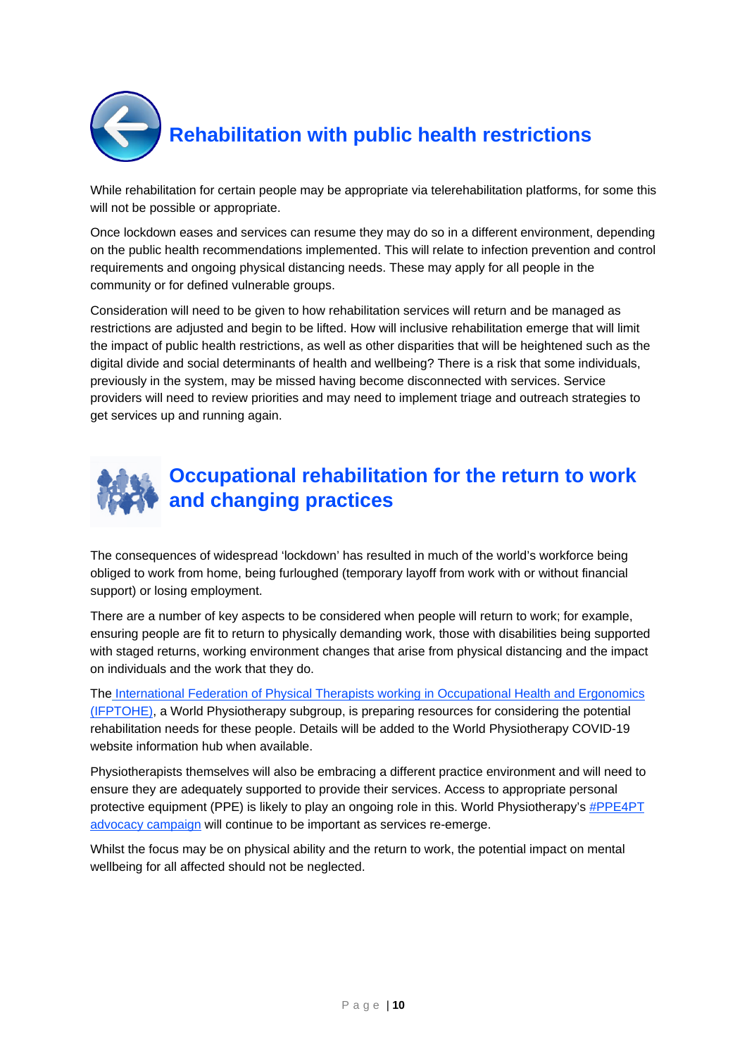## Rehabilitation with public health restrictions

While rehabilitation for certain people may be appropriate via telerehabilitation platforms, for some this will not be possible or appropriate.

Once lockdown eases and services can resume they may do so in a different environment, depending on the public health recommendations implemented. This will relate to infection prevention and control requirements and ongoing physical distancing needs. These may apply for all people in the community or for defined vulnerable groups.

Consideration will need to be given to how rehabilitation services will return and be managed as restrictions are adjusted and begin to be lifted. How will inclusive rehabilitation emerge that will limit the impact of public health restrictions, as well as other disparities that will be heightened such as the digital divide and social determinants of health and wellbeing? There is a risk that some individuals, previously in the system, may be missed having become disconnected with services. Service providers will need to review priorities and may need to implement triage and outreach strategies to get services up and running again.

## Occupational rehabilitation for the return to work and changing practices

The consequences of widespread 'lockdown' has resulted in much of the world's workforce being obliged to work from home, being furloughed (temporary layoff from work with or without financial support) or losing employment.

There are a number of key aspects to be considered when people will return to work; for example, ensuring people are fit to return to physically demanding work, those with disabilities being supported with staged returns, working environment changes that arise from physical distancing and the impact on individuals and the work that they do.

The International Federation of Physical Therapists working in Occupational Health and Ergonomics (IFPTOHE), a World Physiotherapy subgroup, is preparing resources for considering the potential rehabilitation needs for these people. Details will be added to the World Physiotherapy COVID-19 website information hub when available.

Physiotherapists themselves will also be embracing a different practice environment and will need to ensure they are adequately supported to provide their services. Access to appropriate personal protective equipment (PPE) is likely to play an ongoing role in this. World Physiotherapy's #PPE4PT advocacy campaign will continue to be important as services re-emerge.

Whilst the focus may be on physical ability and the return to work, the potential impact on mental wellbeing for all affected should not be neglected.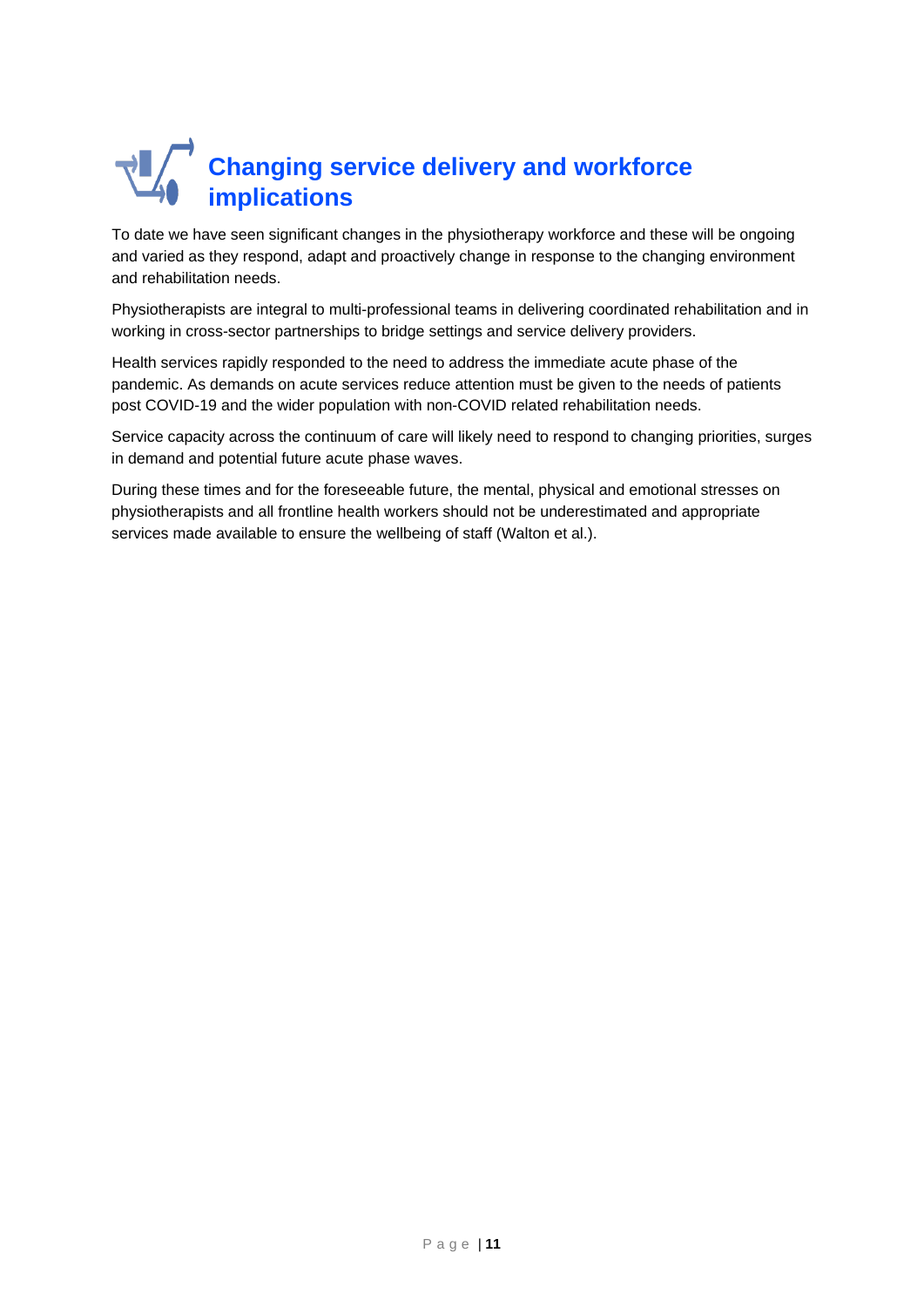# Changing service delivery and workforce implications

To date we have seen significant changes in the physiotherapy workforce and these will be ongoing and varied as they respond, adapt and proactively change in response to the changing environment and rehabilitation needs.

Physiotherapists are integral to multi-professional teams in delivering coordinated rehabilitation and in working in cross-sector partnerships to bridge settings and service delivery providers.

Health services rapidly responded to the need to address the immediate acute phase of the pandemic. As demands on acute services reduce attention must be given to the needs of patients post COVID-19 and the wider population with non-COVID related rehabilitation needs.

Service capacity across the continuum of care will likely need to respond to changing priorities, surges in demand and potential future acute phase waves.

During these times and for the foreseeable future, the mental, physical and emotional stresses on physiotherapists and all frontline health workers should not be underestimated and appropriate services made available to ensure the wellbeing of staff (Walton et al.).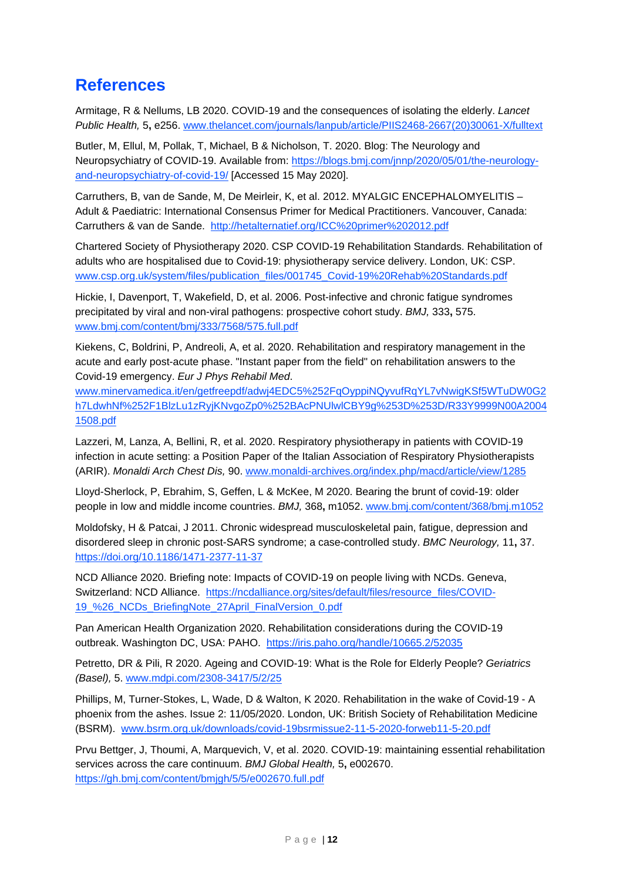## References

Armitage, R & Nellums, LB 2020. COVID-19 and the consequences of isolating the elderly. *Lancet Public Health,* 5**,** e256. www.thelancet.com/journals/lanpub/article/PIIS2468-2667(20)30061-X/fulltext

Butler, M, Ellul, M, Pollak, T, Michael, B & Nicholson, T. 2020. Blog: The Neurology and Neuropsychiatry of COVID-19. Available from: https://blogs.bmj.com/jnnp/2020/05/01/the-neurology-and-neuropsychiatry-of-covid-19/ [Accessed 15 May 2020].

Carruthers, B, van de Sande, M, De Meirleir, K, et al. 2012. MYALGIC ENCEPHALOMYELITIS – Adult & Paediatric: International Consensus Primer for Medical Practitioners. Vancouver, Canada: Carruthers & van de Sande. http://hetalternatief.org/ICC%20primer%202012.pdf

Chartered Society of Physiotherapy 2020. CSP COVID-19 Rehabilitation Standards. Rehabilitation of adults who are hospitalised due to Covid-19: physiotherapy service delivery. London, UK: CSP. www.csp.org.uk/system/files/publication_files/001745_Covid-19%20Rehab%20Standards.pdf

Hickie, I, Davenport, T, Wakefield, D, et al. 2006. Post-infective and chronic fatigue syndromes precipitated by viral and non-viral pathogens: prospective cohort study. *BMJ,* 333**,** 575. www.bmj.com/content/bmj/333/7568/575.full.pdf

Kiekens, C, Boldrini, P, Andreoli, A, et al. 2020. Rehabilitation and respiratory management in the acute and early post-acute phase. "Instant paper from the field" on rehabilitation answers to the Covid-19 emergency. *Eur J Phys Rehabil Med*. www.minervamedica.it/en/getfreepdf/adwj4EDC5%252FqOyppiNQyvufRqYL7vNwigKSf5WTuDW0G2h7LdwhNf%252F1BlzLu1zRyjKNvgoZp0%252BAcPNUlwlCBY9g%253D%253D/R33Y9999N00A20041508.pdf

Lazzeri, M, Lanza, A, Bellini, R, et al. 2020. Respiratory physiotherapy in patients with COVID-19 infection in acute setting: a Position Paper of the Italian Association of Respiratory Physiotherapists (ARIR). *Monaldi Arch Chest Dis,* 90. www.monaldi-archives.org/index.php/macd/article/view/1285

Lloyd-Sherlock, P, Ebrahim, S, Geffen, L & McKee, M 2020. Bearing the brunt of covid-19: older people in low and middle income countries. *BMJ,* 368**,** m1052. www.bmj.com/content/368/bmj.m1052

Moldofsky, H & Patcai, J 2011. Chronic widespread musculoskeletal pain, fatigue, depression and disordered sleep in chronic post-SARS syndrome; a case-controlled study. *BMC Neurology,* 11**,** 37. https://doi.org/10.1186/1471-2377-11-37

NCD Alliance 2020. Briefing note: Impacts of COVID-19 on people living with NCDs. Geneva, Switzerland: NCD Alliance. https://ncdalliance.org/sites/default/files/resource_files/COVID-19_%26_NCDs_BriefingNote_27April_FinalVersion_0.pdf

Pan American Health Organization 2020. Rehabilitation considerations during the COVID-19 outbreak. Washington DC, USA: PAHO. https://iris.paho.org/handle/10665.2/52035

Petretto, DR & Pili, R 2020. Ageing and COVID-19: What is the Role for Elderly People? *Geriatrics (Basel),* 5. www.mdpi.com/2308-3417/5/2/25

Phillips, M, Turner-Stokes, L, Wade, D & Walton, K 2020. Rehabilitation in the wake of Covid-19 - A phoenix from the ashes. Issue 2: 11/05/2020. London, UK: British Society of Rehabilitation Medicine (BSRM). www.bsrm.org.uk/downloads/covid-19bsrmissue2-11-5-2020-forweb11-5-20.pdf

Prvu Bettger, J, Thoumi, A, Marquevich, V, et al. 2020. COVID-19: maintaining essential rehabilitation services across the care continuum. *BMJ Global Health,* 5**,** e002670. https://gh.bmj.com/content/bmjgh/5/5/e002670.full.pdf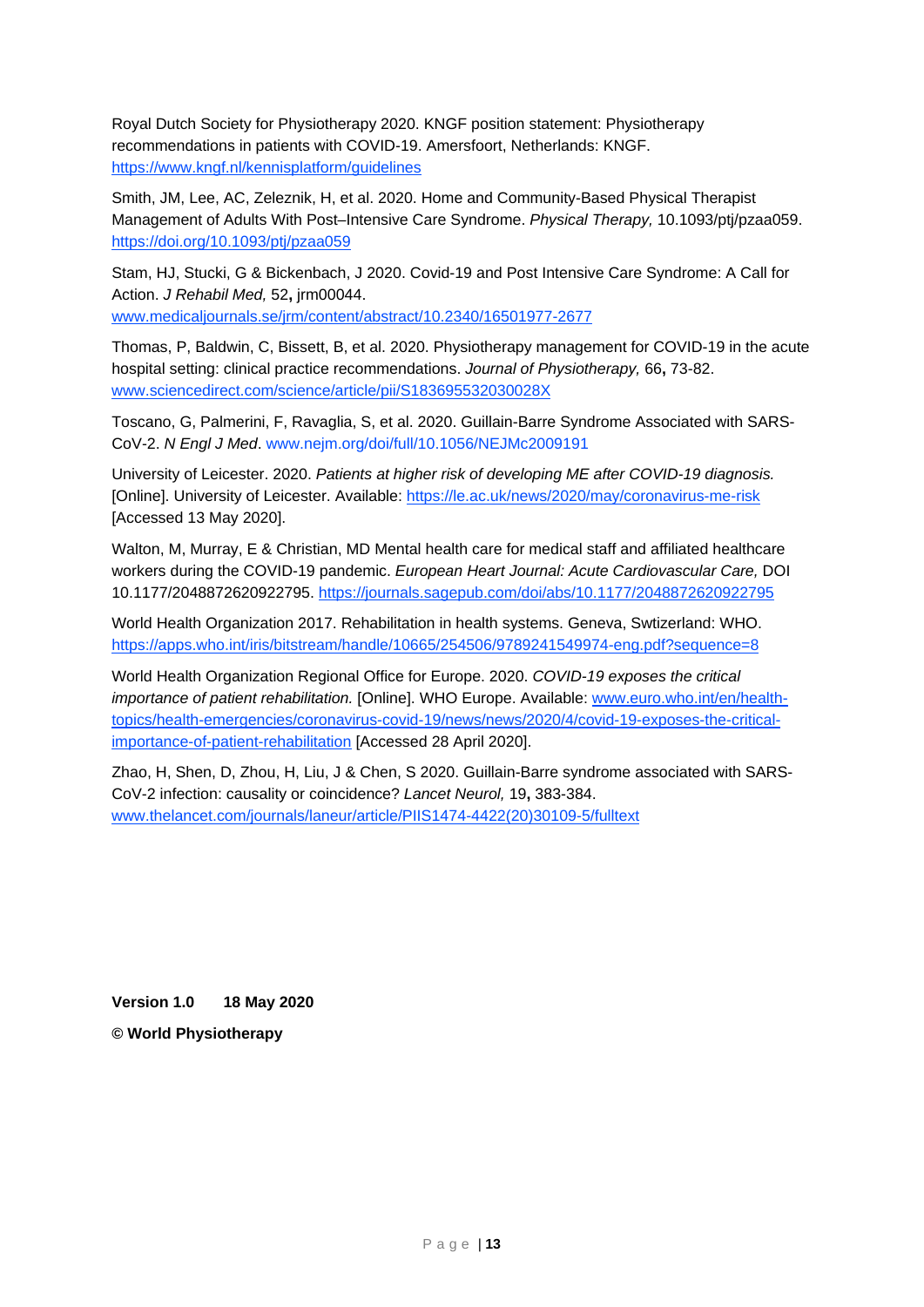Royal Dutch Society for Physiotherapy 2020. KNGF position statement: Physiotherapy recommendations in patients with COVID-19. Amersfoort, Netherlands: KNGF. https://www.kngf.nl/kennisplatform/guidelines

Smith, JM, Lee, AC, Zeleznik, H, et al. 2020. Home and Community-Based Physical Therapist Management of Adults With Post–Intensive Care Syndrome. *Physical Therapy,* 10.1093/ptj/pzaa059. https://doi.org/10.1093/ptj/pzaa059

Stam, HJ, Stucki, G & Bickenbach, J 2020. Covid-19 and Post Intensive Care Syndrome: A Call for Action. *J Rehabil Med,* 52**,** jrm00044. www.medicaljournals.se/jrm/content/abstract/10.2340/16501977-2677

Thomas, P, Baldwin, C, Bissett, B, et al. 2020. Physiotherapy management for COVID-19 in the acute hospital setting: clinical practice recommendations. *Journal of Physiotherapy,* 66**,** 73-82. www.sciencedirect.com/science/article/pii/S183695532030028X

Toscano, G, Palmerini, F, Ravaglia, S, et al. 2020. Guillain-Barre Syndrome Associated with SARS-CoV-2. *N Engl J Med*. www.nejm.org/doi/full/10.1056/NEJMc2009191

University of Leicester. 2020. *Patients at higher risk of developing ME after COVID-19 diagnosis.* [Online]. University of Leicester. Available: https://le.ac.uk/news/2020/may/coronavirus-me-risk [Accessed 13 May 2020].

Walton, M, Murray, E & Christian, MD Mental health care for medical staff and affiliated healthcare workers during the COVID-19 pandemic. *European Heart Journal: Acute Cardiovascular Care,* DOI 10.1177/2048872620922795. https://journals.sagepub.com/doi/abs/10.1177/2048872620922795

World Health Organization 2017. Rehabilitation in health systems. Geneva, Swtizerland: WHO. https://apps.who.int/iris/bitstream/handle/10665/254506/9789241549974-eng.pdf?sequence=8

World Health Organization Regional Office for Europe. 2020. *COVID-19 exposes the critical importance of patient rehabilitation.* [Online]. WHO Europe. Available: www.euro.who.int/en/health-topics/health-emergencies/coronavirus-covid-19/news/news/2020/4/covid-19-exposes-the-critical-importance-of-patient-rehabilitation [Accessed 28 April 2020].

Zhao, H, Shen, D, Zhou, H, Liu, J & Chen, S 2020. Guillain-Barre syndrome associated with SARS-CoV-2 infection: causality or coincidence? *Lancet Neurol,* 19**,** 383-384. www.thelancet.com/journals/laneur/article/PIIS1474-4422(20)30109-5/fulltext

**Version 1.0 18 May 2020**

**© World Physiotherapy**